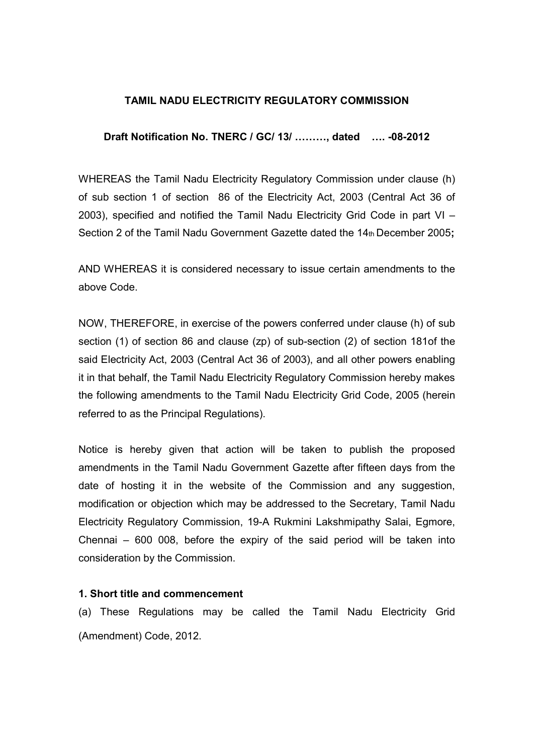**TAMIL NADU ELECTRICITY REGULATORY COMMISSION**

**Draft Notification No. TNERC / GC/ 13/ ………, dated …. -08-2012**

WHEREAS the Tamil Nadu Electricity Regulatory Commission under clause (h) of sub section 1 of section 86 of the Electricity Act, 2003 (Central Act 36 of 2003), specified and notified the Tamil Nadu Electricity Grid Code in part VI – Section 2 of the Tamil Nadu Government Gazette dated the 14th December 2005**;**

AND WHEREAS it is considered necessary to issue certain amendments to the above Code.

NOW, THEREFORE, in exercise of the powers conferred under clause (h) of sub section (1) of section 86 and clause (zp) of sub-section (2) of section 181of the said Electricity Act, 2003 (Central Act 36 of 2003), and all other powers enabling it in that behalf, the Tamil Nadu Electricity Regulatory Commission hereby makes the following amendments to the Tamil Nadu Electricity Grid Code, 2005 (herein referred to as the Principal Regulations).

Notice is hereby given that action will be taken to publish the proposed amendments in the Tamil Nadu Government Gazette after fifteen days from the date of hosting it in the website of the Commission and any suggestion, modification or objection which may be addressed to the Secretary, Tamil Nadu Electricity Regulatory Commission, 19-A Rukmini Lakshmipathy Salai, Egmore, Chennai – 600 008, before the expiry of the said period will be taken into consideration by the Commission.

**1. Short title and commencement**

(a) These Regulations may be called the Tamil Nadu Electricity Grid (Amendment) Code, 2012.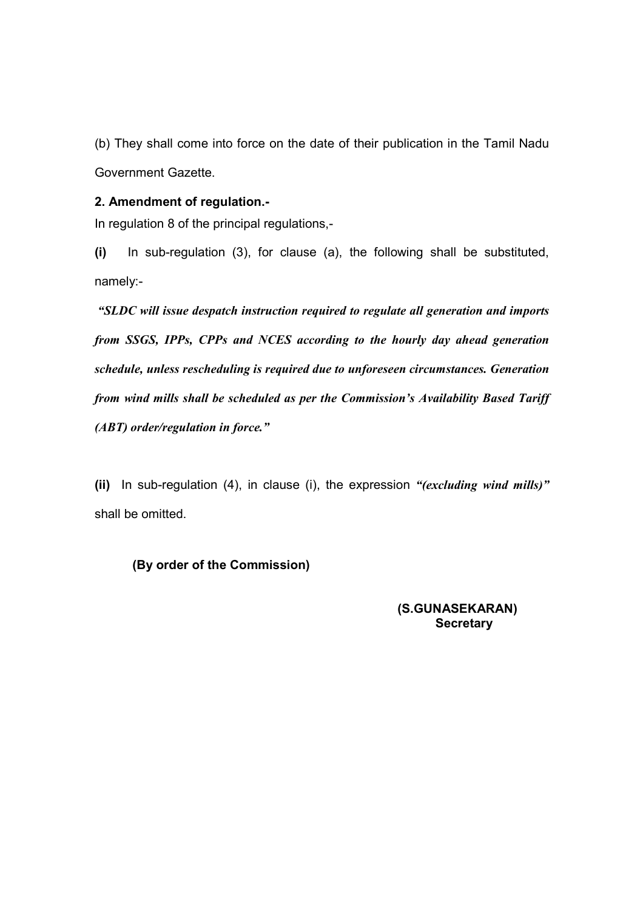(b) They shall come into force on the date of their publication in the Tamil Nadu Government Gazette.

**2. Amendment of regulation.-**

In regulation 8 of the principal regulations,-

**(i)** In sub-regulation (3), for clause (a), the following shall be substituted, namely:-

***"SLDC will issue despatch instruction required to regulate all generation and imports from SSGS, IPPs, CPPs and NCES according to the hourly day ahead generation schedule, unless rescheduling is required due to unforeseen circumstances. Generation from wind mills shall be scheduled as per the Commission's Availability Based Tariff (ABT) order/regulation in force."***

**(ii)** In sub-regulation (4), in clause (i), the expression ***"(excluding wind mills)"*** shall be omitted.

**(By order of the Commission)**

**(S.GUNASEKARAN)**
**Secretary**